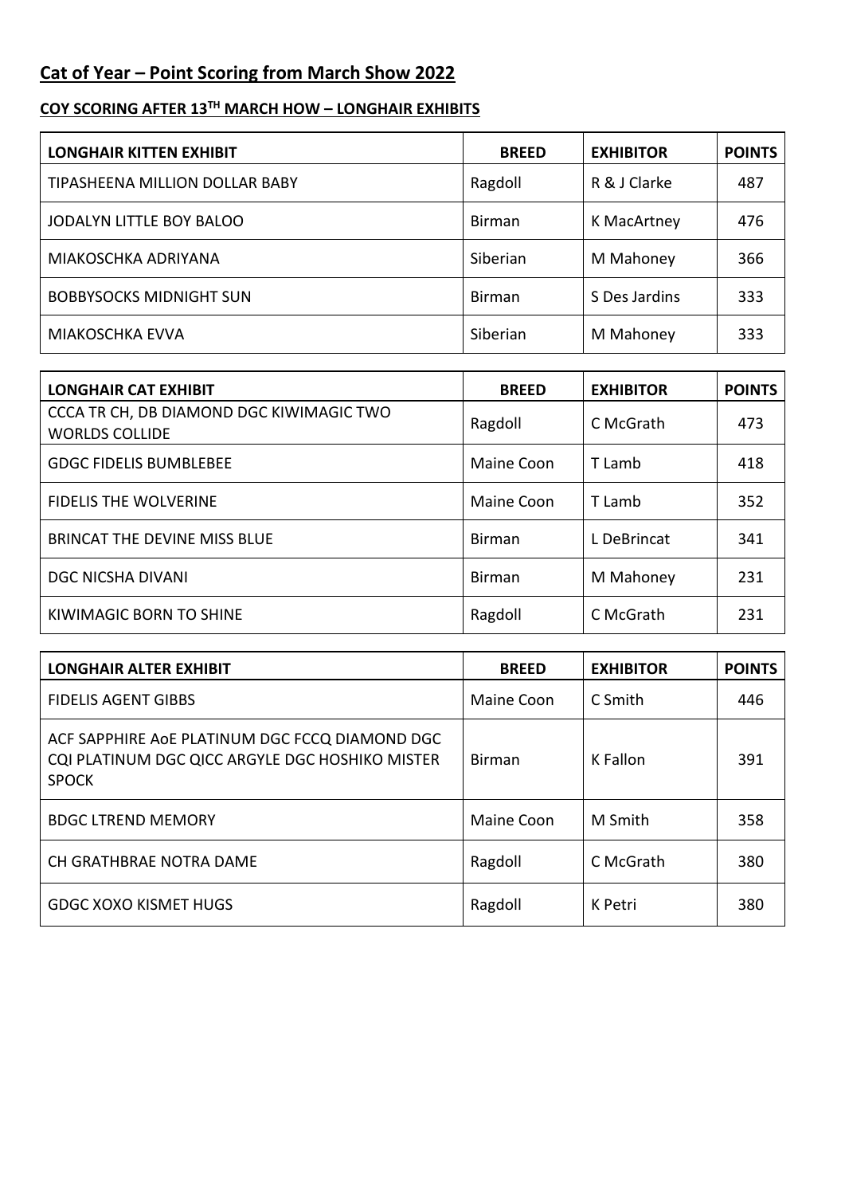# Cat of Year – Point Scoring from March Show 2022

## COY SCORING AFTER 13TH MARCH HOW – LONGHAIR EXHIBITS

| LONGHAIR KITTEN EXHIBIT | BREED | EXHIBITOR | POINTS |
|---|---|---|---|
| TIPASHEENA MILLION DOLLAR BABY | Ragdoll | R & J Clarke | 487 |
| JODALYN LITTLE BOY BALOO | Birman | K MacArtney | 476 |
| MIAKOSCHKA ADRIYANA | Siberian | M Mahoney | 366 |
| BOBBYSOCKS MIDNIGHT SUN | Birman | S Des Jardins | 333 |
| MIAKOSCHKA EVVA | Siberian | M Mahoney | 333 |

| LONGHAIR CAT EXHIBIT | BREED | EXHIBITOR | POINTS |
|---|---|---|---|
| CCCA TR CH, DB DIAMOND DGC KIWIMAGIC TWO WORLDS COLLIDE | Ragdoll | C McGrath | 473 |
| GDGC FIDELIS BUMBLEBEE | Maine Coon | T Lamb | 418 |
| FIDELIS THE WOLVERINE | Maine Coon | T Lamb | 352 |
| BRINCAT THE DEVINE MISS BLUE | Birman | L DeBrincat | 341 |
| DGC NICSHA DIVANI | Birman | M Mahoney | 231 |
| KIWIMAGIC BORN TO SHINE | Ragdoll | C McGrath | 231 |

| LONGHAIR ALTER EXHIBIT | BREED | EXHIBITOR | POINTS |
|---|---|---|---|
| FIDELIS AGENT GIBBS | Maine Coon | C Smith | 446 |
| ACF SAPPHIRE AoE PLATINUM DGC FCCQ DIAMOND DGC CQI PLATINUM DGC QICC ARGYLE DGC HOSHIKO MISTER SPOCK | Birman | K Fallon | 391 |
| BDGC LTREND MEMORY | Maine Coon | M Smith | 358 |
| CH GRATHBRAE NOTRA DAME | Ragdoll | C McGrath | 380 |
| GDGC XOXO KISMET HUGS | Ragdoll | K Petri | 380 |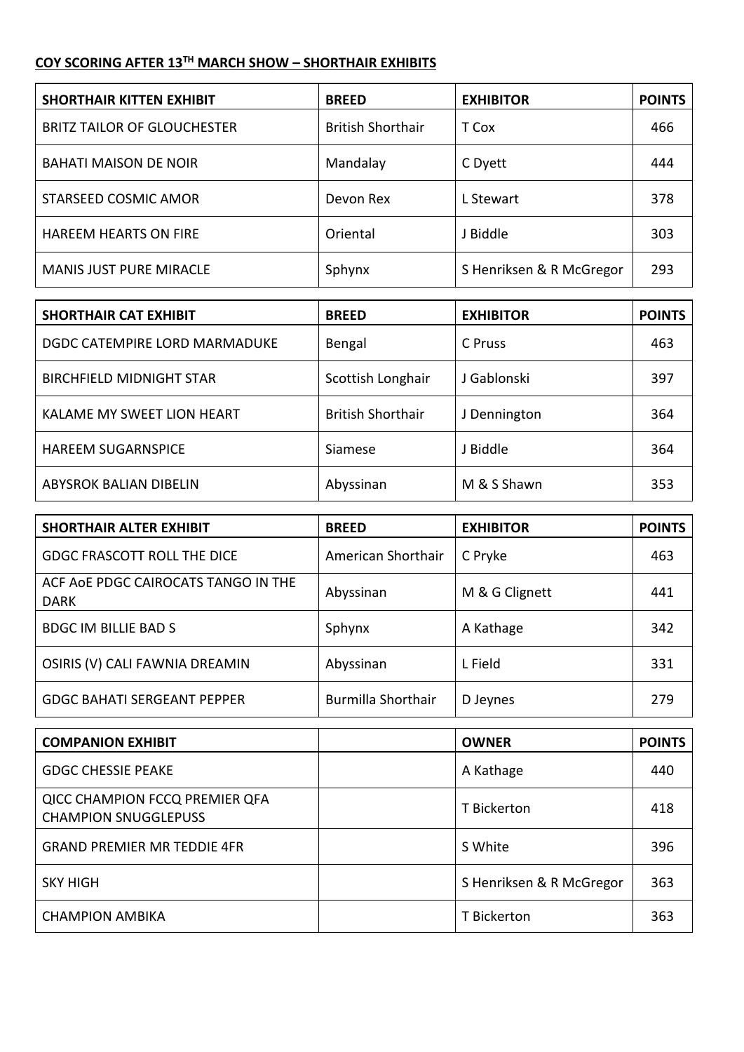**COY SCORING AFTER 13TH MARCH SHOW – SHORTHAIR EXHIBITS**

| SHORTHAIR KITTEN EXHIBIT | BREED | EXHIBITOR | POINTS |
|---|---|---|---|
| BRITZ TAILOR OF GLOUCHESTER | British Shorthair | T Cox | 466 |
| BAHATI MAISON DE NOIR | Mandalay | C Dyett | 444 |
| STARSEED COSMIC AMOR | Devon Rex | L Stewart | 378 |
| HAREEM HEARTS ON FIRE | Oriental | J Biddle | 303 |
| MANIS JUST PURE MIRACLE | Sphynx | S Henriksen & R McGregor | 293 |

| SHORTHAIR CAT EXHIBIT | BREED | EXHIBITOR | POINTS |
|---|---|---|---|
| DGDC CATEMPIRE LORD MARMADUKE | Bengal | C Pruss | 463 |
| BIRCHFIELD MIDNIGHT STAR | Scottish Longhair | J Gablonski | 397 |
| KALAME MY SWEET LION HEART | British Shorthair | J Dennington | 364 |
| HAREEM SUGARNSPICE | Siamese | J Biddle | 364 |
| ABYSROK BALIAN DIBELIN | Abyssinan | M & S Shawn | 353 |

| SHORTHAIR ALTER EXHIBIT | BREED | EXHIBITOR | POINTS |
|---|---|---|---|
| GDGC FRASCOTT ROLL THE DICE | American Shorthair | C Pryke | 463 |
| ACF AoE PDGC CAIROCATS TANGO IN THE DARK | Abyssinan | M & G Clignett | 441 |
| BDGC IM BILLIE BAD S | Sphynx | A Kathage | 342 |
| OSIRIS (V) CALI FAWNIA DREAMIN | Abyssinan | L Field | 331 |
| GDGC BAHATI SERGEANT PEPPER | Burmilla Shorthair | D Jeynes | 279 |

| COMPANION EXHIBIT | | OWNER | POINTS |
|---|---|---|---|
| GDGC CHESSIE PEAKE | | A Kathage | 440 |
| QICC CHAMPION FCCQ PREMIER QFA CHAMPION SNUGGLEPUSS | | T Bickerton | 418 |
| GRAND PREMIER MR TEDDIE 4FR | | S White | 396 |
| SKY HIGH | | S Henriksen & R McGregor | 363 |
| CHAMPION AMBIKA | | T Bickerton | 363 |